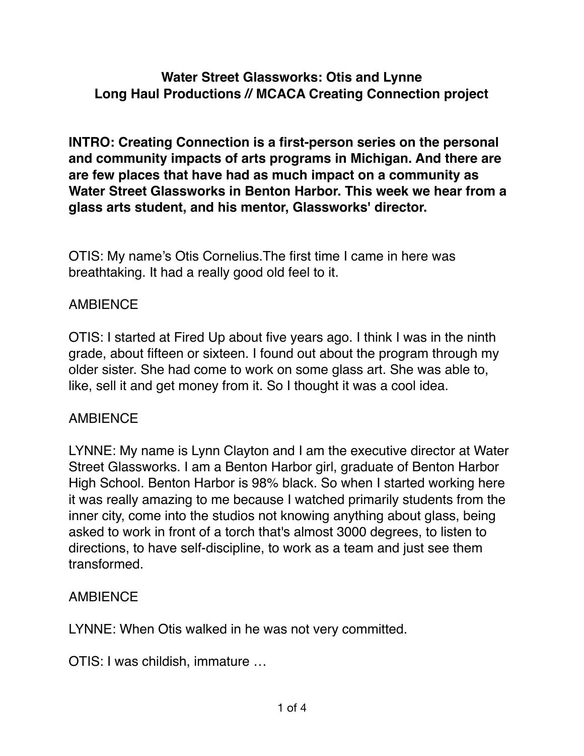# Water Street Glassworks: Otis and Lynne
## Long Haul Productions // MCACA Creating Connection project

**INTRO: Creating Connection is a first-person series on the personal and community impacts of arts programs in Michigan. And there are are few places that have had as much impact on a community as Water Street Glassworks in Benton Harbor. This week we hear from a glass arts student, and his mentor, Glassworks' director.**

OTIS: My name's Otis Cornelius.The first time I came in here was breathtaking. It had a really good old feel to it.

AMBIENCE

OTIS: I started at Fired Up about five years ago. I think I was in the ninth grade, about fifteen or sixteen. I found out about the program through my older sister. She had come to work on some glass art. She was able to, like, sell it and get money from it. So I thought it was a cool idea.

AMBIENCE

LYNNE: My name is Lynn Clayton and I am the executive director at Water Street Glassworks. I am a Benton Harbor girl, graduate of Benton Harbor High School. Benton Harbor is 98% black. So when I started working here it was really amazing to me because I watched primarily students from the inner city, come into the studios not knowing anything about glass, being asked to work in front of a torch that's almost 3000 degrees, to listen to directions, to have self-discipline, to work as a team and just see them transformed.

AMBIENCE

LYNNE: When Otis walked in he was not very committed.

OTIS: I was childish, immature …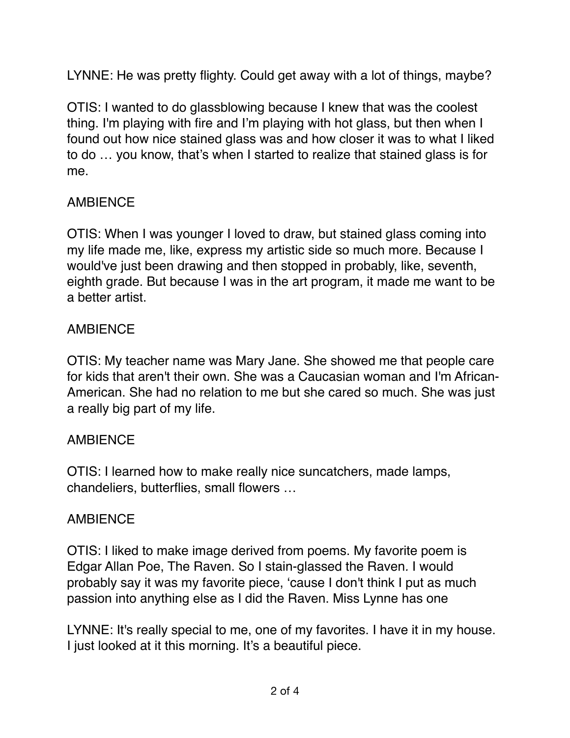LYNNE: He was pretty flighty. Could get away with a lot of things, maybe?

OTIS: I wanted to do glassblowing because I knew that was the coolest thing. I'm playing with fire and I'm playing with hot glass, but then when I found out how nice stained glass was and how closer it was to what I liked to do … you know, that's when I started to realize that stained glass is for me.

AMBIENCE

OTIS: When I was younger I loved to draw, but stained glass coming into my life made me, like, express my artistic side so much more. Because I would've just been drawing and then stopped in probably, like, seventh, eighth grade. But because I was in the art program, it made me want to be a better artist.

AMBIENCE

OTIS: My teacher name was Mary Jane. She showed me that people care for kids that aren't their own. She was a Caucasian woman and I'm African-American. She had no relation to me but she cared so much. She was just a really big part of my life.

AMBIENCE

OTIS: I learned how to make really nice suncatchers, made lamps, chandeliers, butterflies, small flowers …

AMBIENCE

OTIS: I liked to make image derived from poems. My favorite poem is Edgar Allan Poe, The Raven. So I stain-glassed the Raven. I would probably say it was my favorite piece, 'cause I don't think I put as much passion into anything else as I did the Raven. Miss Lynne has one

LYNNE: It's really special to me, one of my favorites. I have it in my house. I just looked at it this morning. It's a beautiful piece.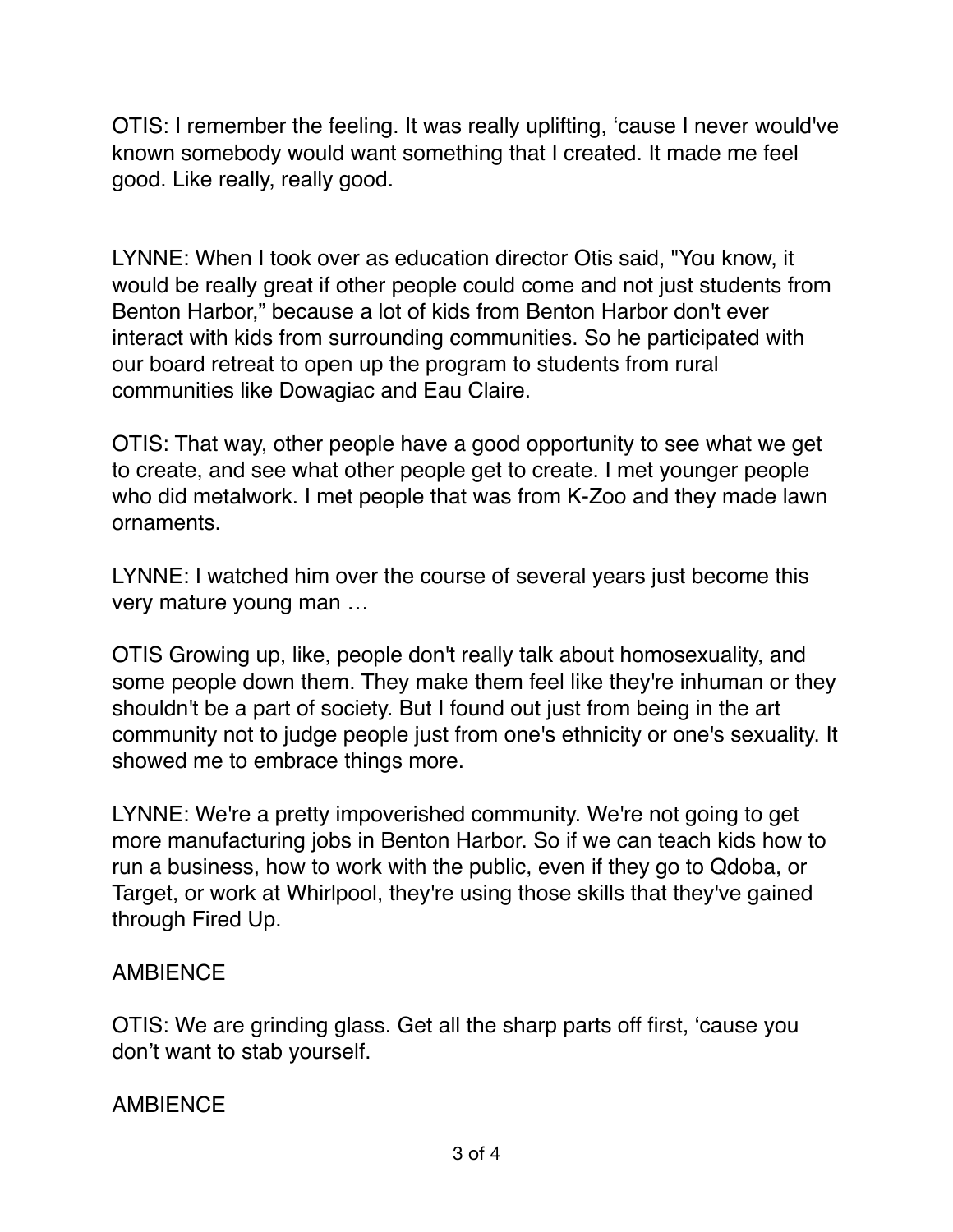OTIS: I remember the feeling. It was really uplifting, ‘cause I never would've known somebody would want something that I created. It made me feel good. Like really, really good.

LYNNE: When I took over as education director Otis said, "You know, it would be really great if other people could come and not just students from Benton Harbor,” because a lot of kids from Benton Harbor don't ever interact with kids from surrounding communities. So he participated with our board retreat to open up the program to students from rural communities like Dowagiac and Eau Claire.

OTIS: That way, other people have a good opportunity to see what we get to create, and see what other people get to create. I met younger people who did metalwork. I met people that was from K-Zoo and they made lawn ornaments.

LYNNE: I watched him over the course of several years just become this very mature young man …

OTIS Growing up, like, people don't really talk about homosexuality, and some people down them. They make them feel like they're inhuman or they shouldn't be a part of society. But I found out just from being in the art community not to judge people just from one's ethnicity or one's sexuality. It showed me to embrace things more.

LYNNE: We're a pretty impoverished community. We're not going to get more manufacturing jobs in Benton Harbor. So if we can teach kids how to run a business, how to work with the public, even if they go to Qdoba, or Target, or work at Whirlpool, they're using those skills that they've gained through Fired Up.

AMBIENCE

OTIS: We are grinding glass. Get all the sharp parts off first, ‘cause you don’t want to stab yourself.

AMBIENCE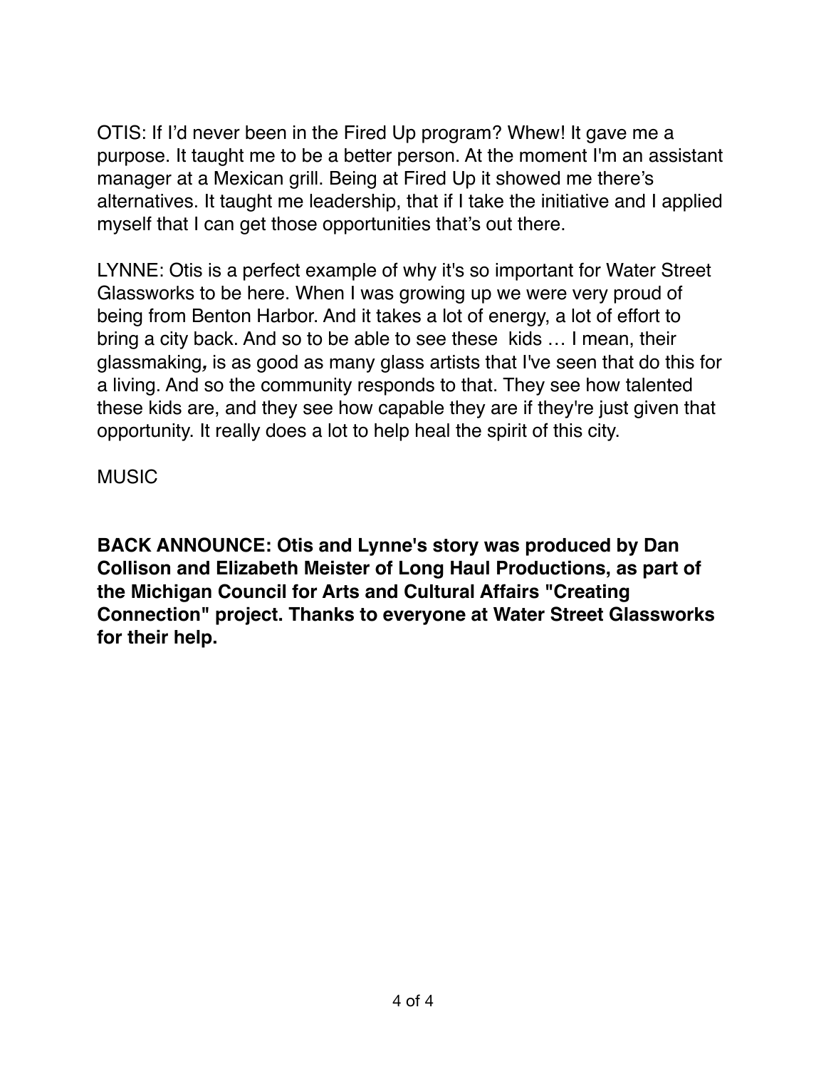OTIS: If I'd never been in the Fired Up program? Whew! It gave me a purpose. It taught me to be a better person. At the moment I'm an assistant manager at a Mexican grill. Being at Fired Up it showed me there's alternatives. It taught me leadership, that if I take the initiative and I applied myself that I can get those opportunities that's out there.

LYNNE: Otis is a perfect example of why it's so important for Water Street Glassworks to be here. When I was growing up we were very proud of being from Benton Harbor. And it takes a lot of energy, a lot of effort to bring a city back. And so to be able to see these kids … I mean, their glassmaking*,* is as good as many glass artists that I've seen that do this for a living. And so the community responds to that. They see how talented these kids are, and they see how capable they are if they're just given that opportunity. It really does a lot to help heal the spirit of this city.

MUSIC

**BACK ANNOUNCE: Otis and Lynne's story was produced by Dan Collison and Elizabeth Meister of Long Haul Productions, as part of the Michigan Council for Arts and Cultural Affairs "Creating Connection" project. Thanks to everyone at Water Street Glassworks for their help.**